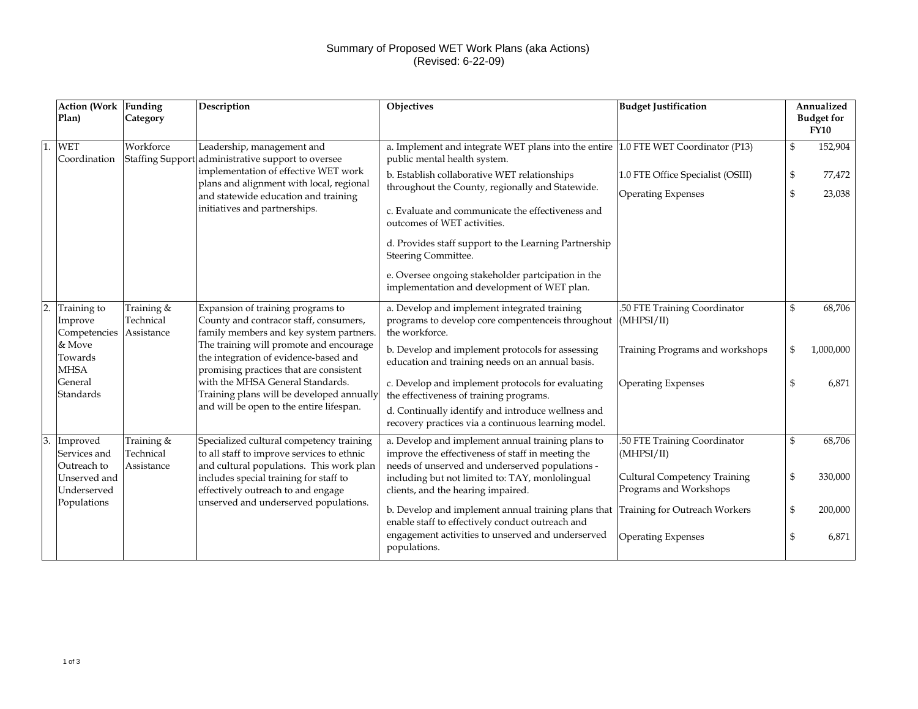# Summary of Proposed WET Work Plans (aka Actions)
(Revised: 6-22-09)

| | Action (Work Plan) | Funding Category | Description | Objectives | Budget Justification | Annualized Budget for FY10 |
|---|---|---|---|---|---|---|
| 1. | WET Coordination | Workforce Staffing Support | Leadership, management and administrative support to oversee implementation of effective WET work plans and alignment with local, regional and statewide education and training initiatives and partnerships. | a. Implement and integrate WET plans into the entire public mental health system.<br>b. Establish collaborative WET relationships throughout the County, regionally and Statewide.<br>c. Evaluate and communicate the effectiveness and outcomes of WET activities.<br>d. Provides staff support to the Learning Partnership Steering Committee.<br>e. Oversee ongoing stakeholder partcipation in the implementation and development of WET plan. | 1.0 FTE WET Coordinator (P13)<br>1.0 FTE Office Specialist (OSIII)<br>Operating Expenses | $ 152,904<br>$ 77,472<br>$ 23,038 |
| 2. | Training to Improve Competencies & Move Towards MHSA General Standards | Training & Technical Assistance | Expansion of training programs to County and contracor staff, consumers, family members and key system partners. The training will promote and encourage the integration of evidence-based and promising practices that are consistent with the MHSA General Standards. Training plans will be developed annually and will be open to the entire lifespan. | a. Develop and implement integrated training programs to develop core compentenceis throughout the workforce.<br>b. Develop and implement protocols for assessing education and training needs on an annual basis.<br>c. Develop and implement protocols for evaluating the effectiveness of training programs.<br>d. Continually identify and introduce wellness and recovery practices via a continuous learning model. | .50 FTE Training Coordinator (MHPSI/II)<br>Training Programs and workshops<br>Operating Expenses | $ 68,706<br>$ 1,000,000<br>$ 6,871 |
| 3. | Improved Services and Outreach to Unserved and Underserved Populations | Training & Technical Assistance | Specialized cultural competency training to all staff to improve services to ethnic and cultural populations. This work plan includes special training for staff to effectively outreach to and engage unserved and underserved populations. | a. Develop and implement annual training plans to improve the effectiveness of staff in meeting the needs of unserved and underserved populations - including but not limited to: TAY, monlolingual clients, and the hearing impaired.<br>b. Develop and implement annual training plans that enable staff to effectively conduct outreach and engagement activities to unserved and underserved populations. | .50 FTE Training Coordinator (MHPSI/II)<br>Cultural Competency Training Programs and Workshops<br>Training for Outreach Workers<br>Operating Expenses | $ 68,706<br>$ 330,000<br>$ 200,000<br>$ 6,871 |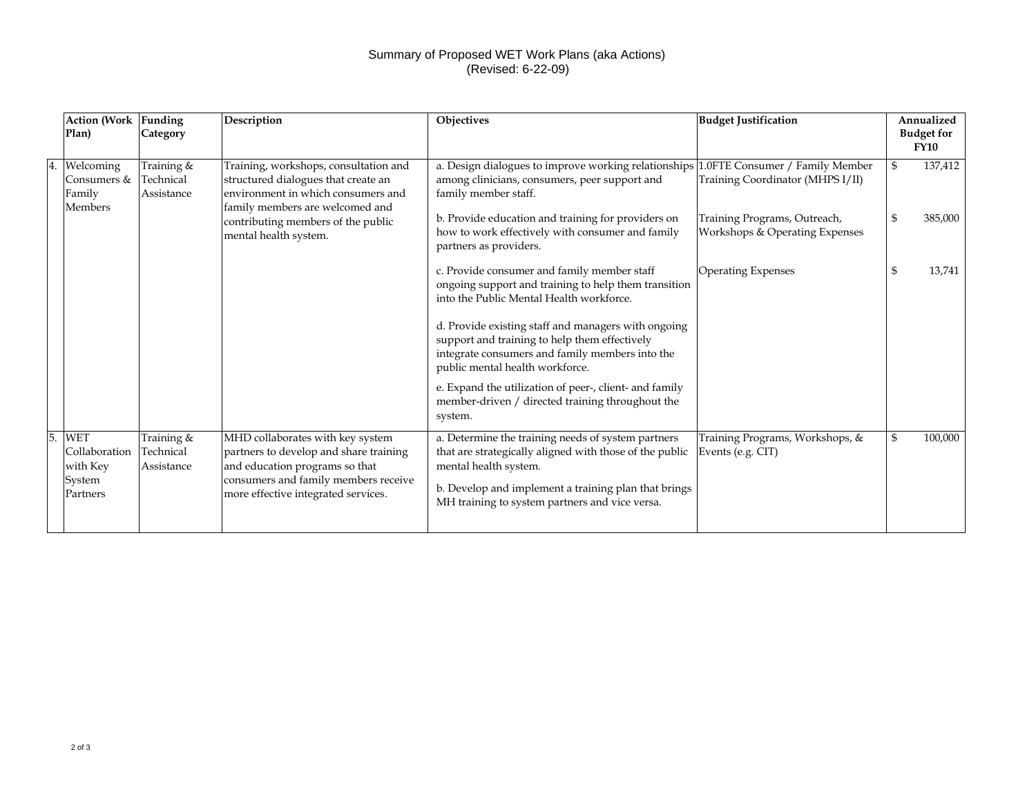# Summary of Proposed WET Work Plans (aka Actions)

(Revised: 6-22-09)

| | Action (Work Plan) | Funding Category | Description | Objectives | Budget Justification | Annualized Budget for FY10 |
|---|---|---|---|---|---|---|
| 4. | Welcoming Consumers & Family Members | Training & Technical Assistance | Training, workshops, consultation and structured dialogues that create an environment in which consumers and family members are welcomed and contributing members of the public mental health system. | a. Design dialogues to improve working relationships among clinicians, consumers, peer support and family member staff. | 1.0FTE Consumer / Family Member Training Coordinator (MHPS I/II) | $ 137,412 |
| | | | | b. Provide education and training for providers on how to work effectively with consumer and family partners as providers. | Training Programs, Outreach, Workshops & Operating Expenses | $ 385,000 |
| | | | | c. Provide consumer and family member staff ongoing support and training to help them transition into the Public Mental Health workforce. | Operating Expenses | $ 13,741 |
| | | | | d. Provide existing staff and managers with ongoing support and training to help them effectively integrate consumers and family members into the public mental health workforce. | | |
| | | | | e. Expand the utilization of peer-, client- and family member-driven / directed training throughout the system. | | |
| 5. | WET Collaboration with Key System Partners | Training & Technical Assistance | MHD collaborates with key system partners to develop and share training and education programs so that consumers and family members receive more effective integrated services. | a. Determine the training needs of system partners that are strategically aligned with those of the public mental health system. | Training Programs, Workshops, & Events (e.g. CIT) | $ 100,000 |
| | | | | b. Develop and implement a training plan that brings MH training to system partners and vice versa. | | |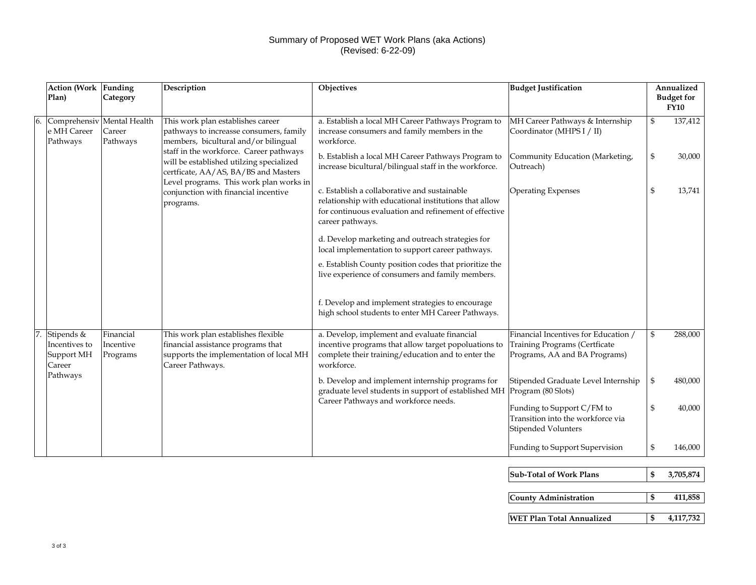# Summary of Proposed WET Work Plans (aka Actions)
(Revised: 6-22-09)

| | Action (Work Plan) | Funding Category | Description | Objectives | Budget Justification | Annualized Budget for FY10 |
|---|---|---|---|---|---|---|
| 6. | Comprehensive MH Career Pathways | Mental Health Career Pathways | This work plan establishes career pathways to increasse consumers, family members, bicultural and/or bilingual staff in the workforce. Career pathways will be established utilzing specialized certficate, AA/AS, BA/BS and Masters Level programs. This work plan works in conjunction with financial incentive programs. | a. Establish a local MH Career Pathways Program to increase consumers and family members in the workforce. | MH Career Pathways & Internship Coordinator (MHPS I / II) | $ 137,412 |
| | | | | b. Establish a local MH Career Pathways Program to increase bicultural/bilingual staff in the workforce. | Community Education (Marketing, Outreach) | $ 30,000 |
| | | | | c. Establish a collaborative and sustainable relationship with educational institutions that allow for continuous evaluation and refinement of effective career pathways. | Operating Expenses | $ 13,741 |
| | | | | d. Develop marketing and outreach strategies for local implementation to support career pathways. | | |
| | | | | e. Establish County position codes that prioritize the live experience of consumers and family members. | | |
| | | | | f. Develop and implement strategies to encourage high school students to enter MH Career Pathways. | | |
| 7. | Stipends & Incentives to Support MH Career Pathways | Financial Incentive Programs | This work plan establishes flexible financial assistance programs that supports the implementation of local MH Career Pathways. | a. Develop, implement and evaluate financial incentive programs that allow target popoluations to complete their training/education and to enter the workforce. | Financial Incentives for Education / Training Programs (Certficate Programs, AA and BA Programs) | $ 288,000 |
| | | | | b. Develop and implement internship programs for graduate level students in support of established MH Career Pathways and workforce needs. | Stipended Graduate Level Internship Program (80 Slots) | $ 480,000 |
| | | | | | Funding to Support C/FM to Transition into the workforce via Stipended Volunters | $ 40,000 |
| | | | | | Funding to Support Supervision | $ 146,000 |

| | |
|---|---|
| **Sub-Total of Work Plans** | **$ 3,705,874** |
| **County Administration** | **$ 411,858** |
| **WET Plan Total Annualized** | **$ 4,117,732** |